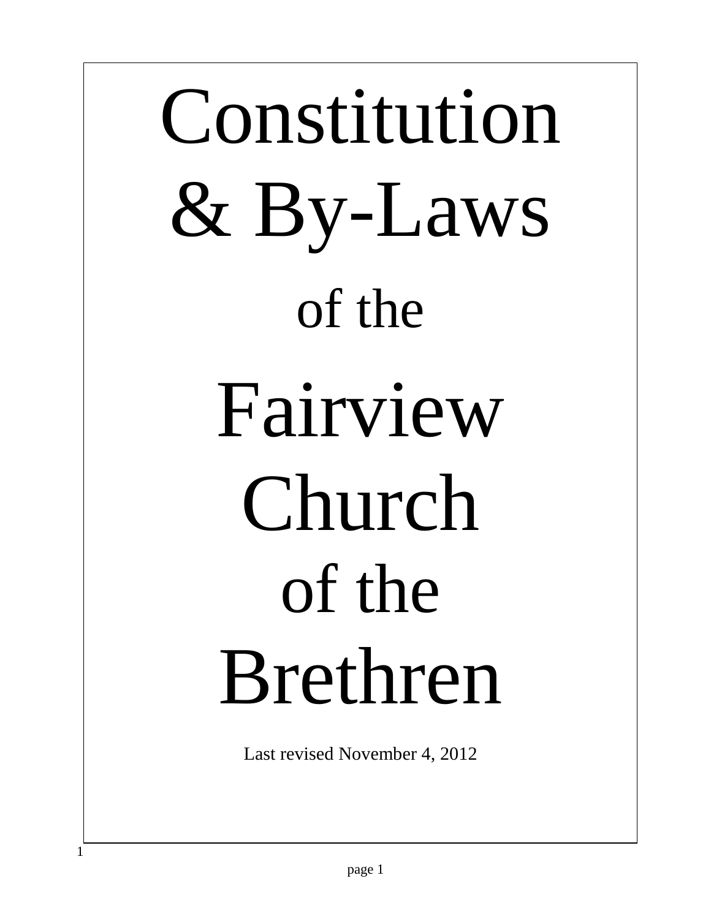# Constitution & By-Laws

of the

# Fairview Church of the Brethren

Last revised November 4, 2012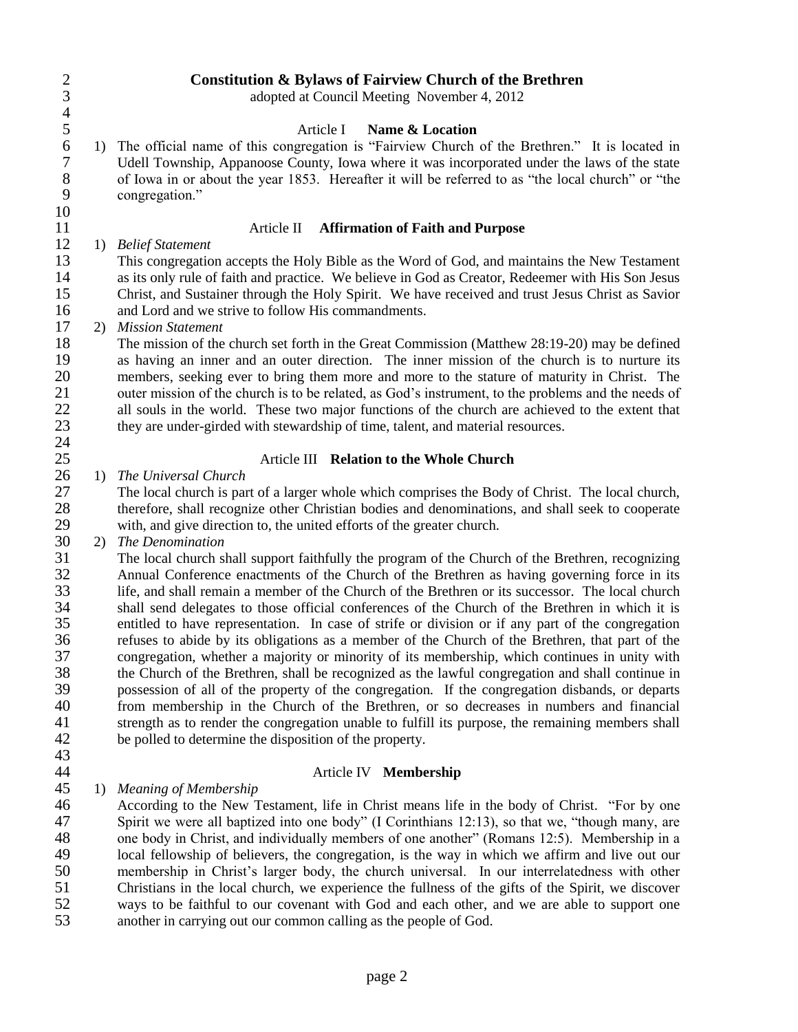# Constitution & Bylaws of Fairview Church of the Brethren

adopted at Council Meeting November 4, 2012

## Article I **Name & Location**

1) The official name of this congregation is "Fairview Church of the Brethren." It is located in Udell Township, Appanoose County, Iowa where it was incorporated under the laws of the state of Iowa in or about the year 1853. Hereafter it will be referred to as "the local church" or "the congregation."

## Article II **Affirmation of Faith and Purpose**

1) *Belief Statement*
   This congregation accepts the Holy Bible as the Word of God, and maintains the New Testament as its only rule of faith and practice. We believe in God as Creator, Redeemer with His Son Jesus Christ, and Sustainer through the Holy Spirit. We have received and trust Jesus Christ as Savior and Lord and we strive to follow His commandments.
2) *Mission Statement*
   The mission of the church set forth in the Great Commission (Matthew 28:19-20) may be defined as having an inner and an outer direction. The inner mission of the church is to nurture its members, seeking ever to bring them more and more to the stature of maturity in Christ. The outer mission of the church is to be related, as God's instrument, to the problems and the needs of all souls in the world. These two major functions of the church are achieved to the extent that they are under-girded with stewardship of time, talent, and material resources.

## Article III **Relation to the Whole Church**

1) *The Universal Church*
   The local church is part of a larger whole which comprises the Body of Christ. The local church, therefore, shall recognize other Christian bodies and denominations, and shall seek to cooperate with, and give direction to, the united efforts of the greater church.
2) *The Denomination*
   The local church shall support faithfully the program of the Church of the Brethren, recognizing Annual Conference enactments of the Church of the Brethren as having governing force in its life, and shall remain a member of the Church of the Brethren or its successor. The local church shall send delegates to those official conferences of the Church of the Brethren in which it is entitled to have representation. In case of strife or division or if any part of the congregation refuses to abide by its obligations as a member of the Church of the Brethren, that part of the congregation, whether a majority or minority of its membership, which continues in unity with the Church of the Brethren, shall be recognized as the lawful congregation and shall continue in possession of all of the property of the congregation. If the congregation disbands, or departs from membership in the Church of the Brethren, or so decreases in numbers and financial strength as to render the congregation unable to fulfill its purpose, the remaining members shall be polled to determine the disposition of the property.

## Article IV **Membership**

1) *Meaning of Membership*
   According to the New Testament, life in Christ means life in the body of Christ. "For by one Spirit we were all baptized into one body" (I Corinthians 12:13), so that we, "though many, are one body in Christ, and individually members of one another" (Romans 12:5). Membership in a local fellowship of believers, the congregation, is the way in which we affirm and live out our membership in Christ's larger body, the church universal. In our interrelatedness with other Christians in the local church, we experience the fullness of the gifts of the Spirit, we discover ways to be faithful to our covenant with God and each other, and we are able to support one another in carrying out our common calling as the people of God.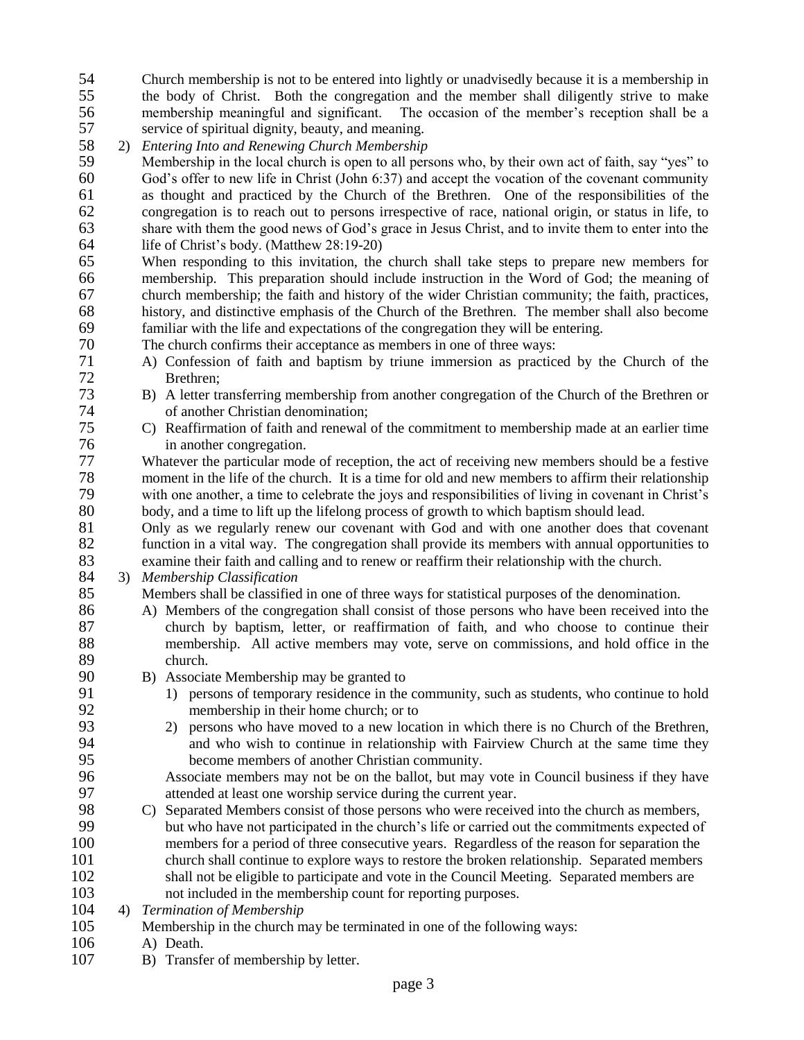Church membership is not to be entered into lightly or unadvisedly because it is a membership in the body of Christ. Both the congregation and the member shall diligently strive to make membership meaningful and significant. The occasion of the member's reception shall be a service of spiritual dignity, beauty, and meaning.

2) *Entering Into and Renewing Church Membership*

Membership in the local church is open to all persons who, by their own act of faith, say "yes" to God's offer to new life in Christ (John 6:37) and accept the vocation of the covenant community as thought and practiced by the Church of the Brethren. One of the responsibilities of the congregation is to reach out to persons irrespective of race, national origin, or status in life, to share with them the good news of God's grace in Jesus Christ, and to invite them to enter into the life of Christ's body. (Matthew 28:19-20)

When responding to this invitation, the church shall take steps to prepare new members for membership. This preparation should include instruction in the Word of God; the meaning of church membership; the faith and history of the wider Christian community; the faith, practices, history, and distinctive emphasis of the Church of the Brethren. The member shall also become familiar with the life and expectations of the congregation they will be entering.

The church confirms their acceptance as members in one of three ways:

A) Confession of faith and baptism by triune immersion as practiced by the Church of the Brethren;
B) A letter transferring membership from another congregation of the Church of the Brethren or of another Christian denomination;
C) Reaffirmation of faith and renewal of the commitment to membership made at an earlier time in another congregation.

Whatever the particular mode of reception, the act of receiving new members should be a festive moment in the life of the church. It is a time for old and new members to affirm their relationship with one another, a time to celebrate the joys and responsibilities of living in covenant in Christ's body, and a time to lift up the lifelong process of growth to which baptism should lead.

Only as we regularly renew our covenant with God and with one another does that covenant function in a vital way. The congregation shall provide its members with annual opportunities to examine their faith and calling and to renew or reaffirm their relationship with the church.

3) *Membership Classification*

Members shall be classified in one of three ways for statistical purposes of the denomination.

A) Members of the congregation shall consist of those persons who have been received into the church by baptism, letter, or reaffirmation of faith, and who choose to continue their membership. All active members may vote, serve on commissions, and hold office in the church.
B) Associate Membership may be granted to
   1) persons of temporary residence in the community, such as students, who continue to hold membership in their home church; or to
   2) persons who have moved to a new location in which there is no Church of the Brethren, and who wish to continue in relationship with Fairview Church at the same time they become members of another Christian community.

   Associate members may not be on the ballot, but may vote in Council business if they have attended at least one worship service during the current year.
C) Separated Members consist of those persons who were received into the church as members, but who have not participated in the church's life or carried out the commitments expected of members for a period of three consecutive years. Regardless of the reason for separation the church shall continue to explore ways to restore the broken relationship. Separated members shall not be eligible to participate and vote in the Council Meeting. Separated members are not included in the membership count for reporting purposes.

4) *Termination of Membership*

Membership in the church may be terminated in one of the following ways:

A) Death.
B) Transfer of membership by letter.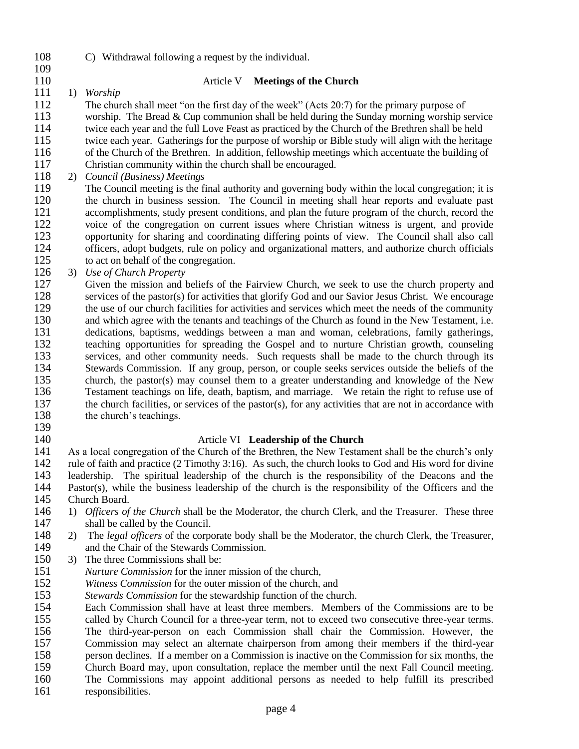C) Withdrawal following a request by the individual.

## Article V **Meetings of the Church**

1) *Worship*

The church shall meet "on the first day of the week" (Acts 20:7) for the primary purpose of worship. The Bread & Cup communion shall be held during the Sunday morning worship service twice each year and the full Love Feast as practiced by the Church of the Brethren shall be held twice each year. Gatherings for the purpose of worship or Bible study will align with the heritage of the Church of the Brethren. In addition, fellowship meetings which accentuate the building of Christian community within the church shall be encouraged.

2) *Council (Business) Meetings*

The Council meeting is the final authority and governing body within the local congregation; it is the church in business session. The Council in meeting shall hear reports and evaluate past accomplishments, study present conditions, and plan the future program of the church, record the voice of the congregation on current issues where Christian witness is urgent, and provide opportunity for sharing and coordinating differing points of view. The Council shall also call officers, adopt budgets, rule on policy and organizational matters, and authorize church officials to act on behalf of the congregation.

3) *Use of Church Property*

Given the mission and beliefs of the Fairview Church, we seek to use the church property and services of the pastor(s) for activities that glorify God and our Savior Jesus Christ. We encourage the use of our church facilities for activities and services which meet the needs of the community and which agree with the tenants and teachings of the Church as found in the New Testament, i.e. dedications, baptisms, weddings between a man and woman, celebrations, family gatherings, teaching opportunities for spreading the Gospel and to nurture Christian growth, counseling services, and other community needs. Such requests shall be made to the church through its Stewards Commission. If any group, person, or couple seeks services outside the beliefs of the church, the pastor(s) may counsel them to a greater understanding and knowledge of the New Testament teachings on life, death, baptism, and marriage. We retain the right to refuse use of the church facilities, or services of the pastor(s), for any activities that are not in accordance with the church's teachings.

## Article VI **Leadership of the Church**

As a local congregation of the Church of the Brethren, the New Testament shall be the church's only rule of faith and practice (2 Timothy 3:16). As such, the church looks to God and His word for divine leadership. The spiritual leadership of the church is the responsibility of the Deacons and the Pastor(s), while the business leadership of the church is the responsibility of the Officers and the Church Board.

1) *Officers of the Church* shall be the Moderator, the church Clerk, and the Treasurer. These three shall be called by the Council.
2) The *legal officers* of the corporate body shall be the Moderator, the church Clerk, the Treasurer, and the Chair of the Stewards Commission.
3) The three Commissions shall be:

   *Nurture Commission* for the inner mission of the church,
   *Witness Commission* for the outer mission of the church, and
   *Stewards Commission* for the stewardship function of the church.

   Each Commission shall have at least three members. Members of the Commissions are to be called by Church Council for a three-year term, not to exceed two consecutive three-year terms. The third-year-person on each Commission shall chair the Commission. However, the Commission may select an alternate chairperson from among their members if the third-year person declines. If a member on a Commission is inactive on the Commission for six months, the Church Board may, upon consultation, replace the member until the next Fall Council meeting. The Commissions may appoint additional persons as needed to help fulfill its prescribed responsibilities.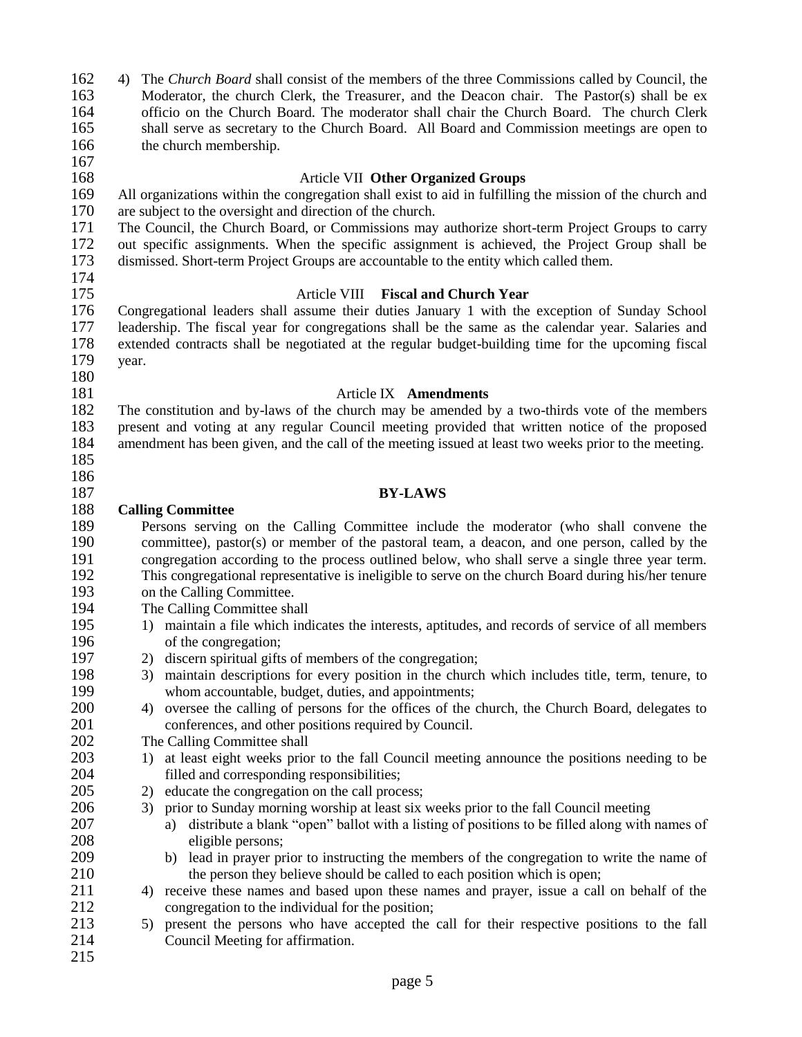4) The *Church Board* shall consist of the members of the three Commissions called by Council, the Moderator, the church Clerk, the Treasurer, and the Deacon chair. The Pastor(s) shall be ex officio on the Church Board. The moderator shall chair the Church Board. The church Clerk shall serve as secretary to the Church Board. All Board and Commission meetings are open to the church membership.

## Article VII **Other Organized Groups**

All organizations within the congregation shall exist to aid in fulfilling the mission of the church and are subject to the oversight and direction of the church.

The Council, the Church Board, or Commissions may authorize short-term Project Groups to carry out specific assignments. When the specific assignment is achieved, the Project Group shall be dismissed. Short-term Project Groups are accountable to the entity which called them.

## Article VIII **Fiscal and Church Year**

Congregational leaders shall assume their duties January 1 with the exception of Sunday School leadership. The fiscal year for congregations shall be the same as the calendar year. Salaries and extended contracts shall be negotiated at the regular budget-building time for the upcoming fiscal year.

## Article IX **Amendments**

The constitution and by-laws of the church may be amended by a two-thirds vote of the members present and voting at any regular Council meeting provided that written notice of the proposed amendment has been given, and the call of the meeting issued at least two weeks prior to the meeting.

# BY-LAWS

**Calling Committee**

Persons serving on the Calling Committee include the moderator (who shall convene the committee), pastor(s) or member of the pastoral team, a deacon, and one person, called by the congregation according to the process outlined below, who shall serve a single three year term. This congregational representative is ineligible to serve on the church Board during his/her tenure on the Calling Committee.

The Calling Committee shall

1) maintain a file which indicates the interests, aptitudes, and records of service of all members of the congregation;
2) discern spiritual gifts of members of the congregation;
3) maintain descriptions for every position in the church which includes title, term, tenure, to whom accountable, budget, duties, and appointments;
4) oversee the calling of persons for the offices of the church, the Church Board, delegates to conferences, and other positions required by Council.

The Calling Committee shall

1) at least eight weeks prior to the fall Council meeting announce the positions needing to be filled and corresponding responsibilities;
2) educate the congregation on the call process;
3) prior to Sunday morning worship at least six weeks prior to the fall Council meeting
   a) distribute a blank "open" ballot with a listing of positions to be filled along with names of eligible persons;
   b) lead in prayer prior to instructing the members of the congregation to write the name of the person they believe should be called to each position which is open;
4) receive these names and based upon these names and prayer, issue a call on behalf of the congregation to the individual for the position;
5) present the persons who have accepted the call for their respective positions to the fall Council Meeting for affirmation.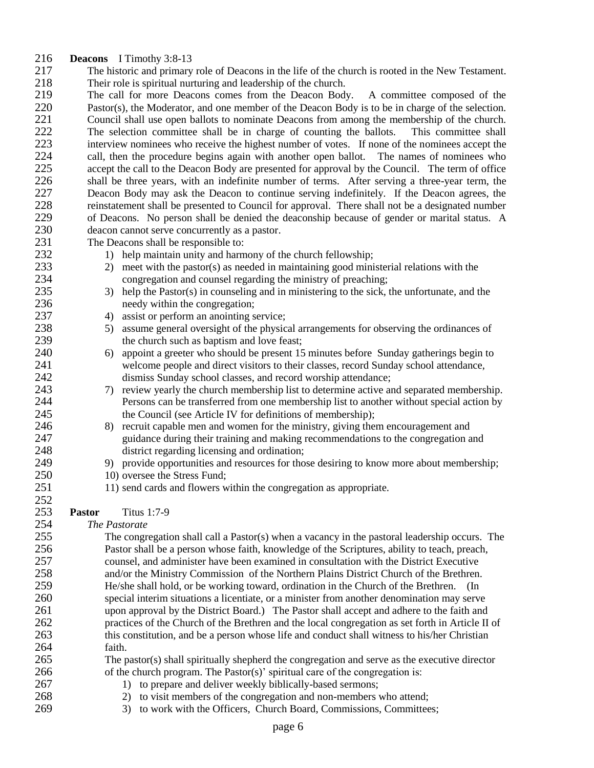**Deacons** I Timothy 3:8-13

The historic and primary role of Deacons in the life of the church is rooted in the New Testament. Their role is spiritual nurturing and leadership of the church.

The call for more Deacons comes from the Deacon Body. A committee composed of the Pastor(s), the Moderator, and one member of the Deacon Body is to be in charge of the selection. Council shall use open ballots to nominate Deacons from among the membership of the church. The selection committee shall be in charge of counting the ballots. This committee shall interview nominees who receive the highest number of votes. If none of the nominees accept the call, then the procedure begins again with another open ballot. The names of nominees who accept the call to the Deacon Body are presented for approval by the Council. The term of office shall be three years, with an indefinite number of terms. After serving a three-year term, the Deacon Body may ask the Deacon to continue serving indefinitely. If the Deacon agrees, the reinstatement shall be presented to Council for approval. There shall not be a designated number of Deacons. No person shall be denied the deaconship because of gender or marital status. A deacon cannot serve concurrently as a pastor.

The Deacons shall be responsible to:

1) help maintain unity and harmony of the church fellowship;
2) meet with the pastor(s) as needed in maintaining good ministerial relations with the congregation and counsel regarding the ministry of preaching;
3) help the Pastor(s) in counseling and in ministering to the sick, the unfortunate, and the needy within the congregation;
4) assist or perform an anointing service;
5) assume general oversight of the physical arrangements for observing the ordinances of the church such as baptism and love feast;
6) appoint a greeter who should be present 15 minutes before Sunday gatherings begin to welcome people and direct visitors to their classes, record Sunday school attendance, dismiss Sunday school classes, and record worship attendance;
7) review yearly the church membership list to determine active and separated membership. Persons can be transferred from one membership list to another without special action by the Council (see Article IV for definitions of membership);
8) recruit capable men and women for the ministry, giving them encouragement and guidance during their training and making recommendations to the congregation and district regarding licensing and ordination;
9) provide opportunities and resources for those desiring to know more about membership;
10) oversee the Stress Fund;
11) send cards and flowers within the congregation as appropriate.

**Pastor** Titus 1:7-9

*The Pastorate*

The congregation shall call a Pastor(s) when a vacancy in the pastoral leadership occurs. The Pastor shall be a person whose faith, knowledge of the Scriptures, ability to teach, preach, counsel, and administer have been examined in consultation with the District Executive and/or the Ministry Commission of the Northern Plains District Church of the Brethren. He/she shall hold, or be working toward, ordination in the Church of the Brethren. (In special interim situations a licentiate, or a minister from another denomination may serve upon approval by the District Board.) The Pastor shall accept and adhere to the faith and practices of the Church of the Brethren and the local congregation as set forth in Article II of this constitution, and be a person whose life and conduct shall witness to his/her Christian faith.

The pastor(s) shall spiritually shepherd the congregation and serve as the executive director of the church program. The Pastor(s)' spiritual care of the congregation is:

1) to prepare and deliver weekly biblically-based sermons;
2) to visit members of the congregation and non-members who attend;
3) to work with the Officers, Church Board, Commissions, Committees;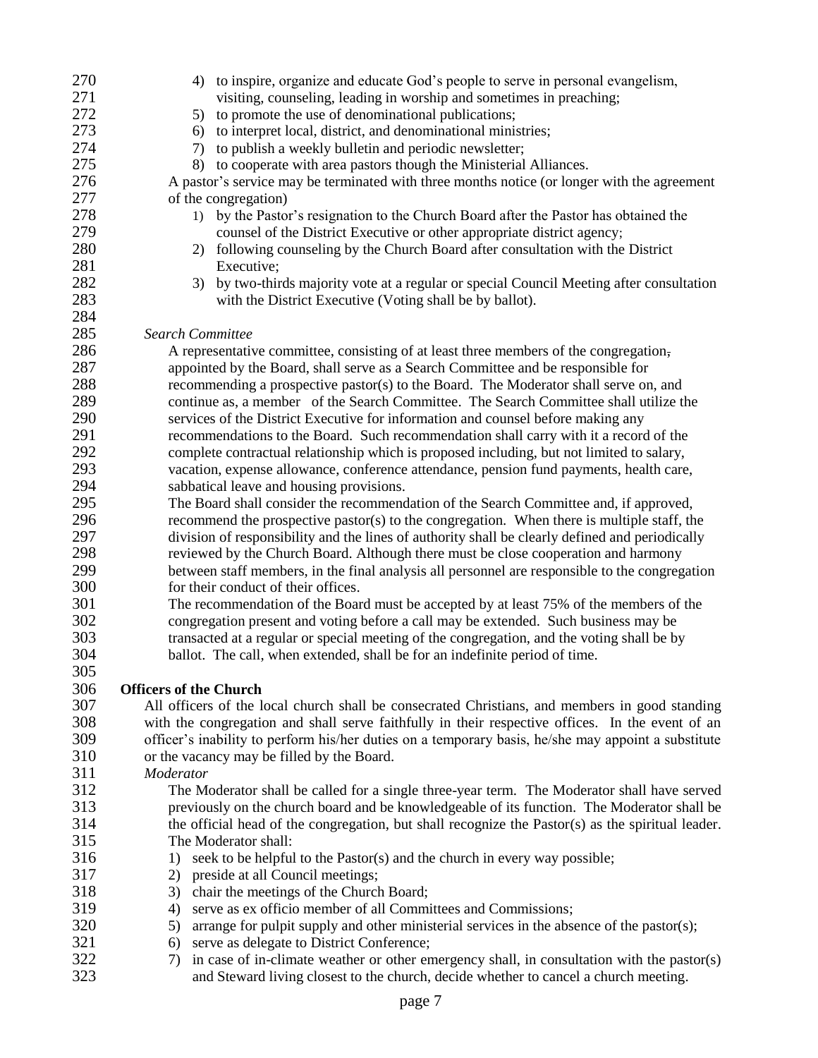4) to inspire, organize and educate God's people to serve in personal evangelism, visiting, counseling, leading in worship and sometimes in preaching;
5) to promote the use of denominational publications;
6) to interpret local, district, and denominational ministries;
7) to publish a weekly bulletin and periodic newsletter;
8) to cooperate with area pastors though the Ministerial Alliances.

A pastor's service may be terminated with three months notice (or longer with the agreement of the congregation)

1) by the Pastor's resignation to the Church Board after the Pastor has obtained the counsel of the District Executive or other appropriate district agency;
2) following counseling by the Church Board after consultation with the District Executive;
3) by two-thirds majority vote at a regular or special Council Meeting after consultation with the District Executive (Voting shall be by ballot).

*Search Committee*

A representative committee, consisting of at least three members of the congregation, appointed by the Board, shall serve as a Search Committee and be responsible for recommending a prospective pastor(s) to the Board. The Moderator shall serve on, and continue as, a member of the Search Committee. The Search Committee shall utilize the services of the District Executive for information and counsel before making any recommendations to the Board. Such recommendation shall carry with it a record of the complete contractual relationship which is proposed including, but not limited to salary, vacation, expense allowance, conference attendance, pension fund payments, health care, sabbatical leave and housing provisions.

The Board shall consider the recommendation of the Search Committee and, if approved, recommend the prospective pastor(s) to the congregation. When there is multiple staff, the division of responsibility and the lines of authority shall be clearly defined and periodically reviewed by the Church Board. Although there must be close cooperation and harmony between staff members, in the final analysis all personnel are responsible to the congregation for their conduct of their offices.

The recommendation of the Board must be accepted by at least 75% of the members of the congregation present and voting before a call may be extended. Such business may be transacted at a regular or special meeting of the congregation, and the voting shall be by ballot. The call, when extended, shall be for an indefinite period of time.

**Officers of the Church**

All officers of the local church shall be consecrated Christians, and members in good standing with the congregation and shall serve faithfully in their respective offices. In the event of an officer's inability to perform his/her duties on a temporary basis, he/she may appoint a substitute or the vacancy may be filled by the Board.

*Moderator*

The Moderator shall be called for a single three-year term. The Moderator shall have served previously on the church board and be knowledgeable of its function. The Moderator shall be the official head of the congregation, but shall recognize the Pastor(s) as the spiritual leader. The Moderator shall:

1) seek to be helpful to the Pastor(s) and the church in every way possible;
2) preside at all Council meetings;
3) chair the meetings of the Church Board;
4) serve as ex officio member of all Committees and Commissions;
5) arrange for pulpit supply and other ministerial services in the absence of the pastor(s);
6) serve as delegate to District Conference;
7) in case of in-climate weather or other emergency shall, in consultation with the pastor(s) and Steward living closest to the church, decide whether to cancel a church meeting.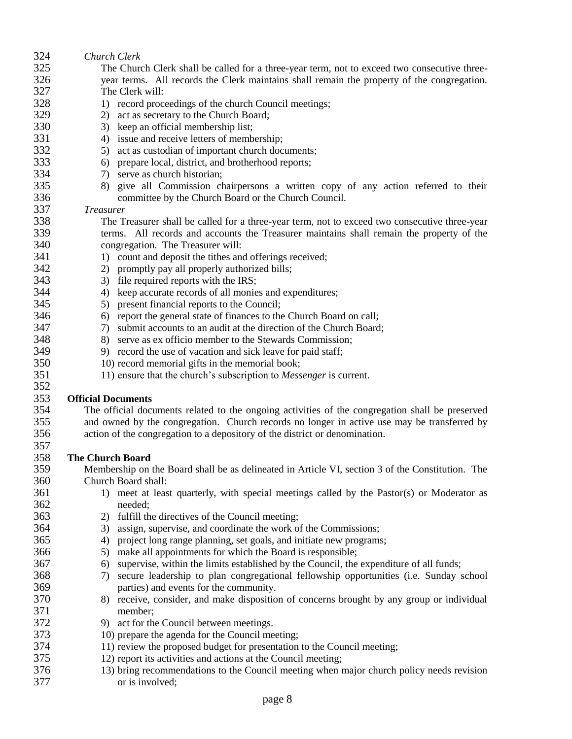*Church Clerk*

The Church Clerk shall be called for a three-year term, not to exceed two consecutive three-year terms. All records the Clerk maintains shall remain the property of the congregation. The Clerk will:

1) record proceedings of the church Council meetings;
2) act as secretary to the Church Board;
3) keep an official membership list;
4) issue and receive letters of membership;
5) act as custodian of important church documents;
6) prepare local, district, and brotherhood reports;
7) serve as church historian;
8) give all Commission chairpersons a written copy of any action referred to their committee by the Church Board or the Church Council.

*Treasurer*

The Treasurer shall be called for a three-year term, not to exceed two consecutive three-year terms. All records and accounts the Treasurer maintains shall remain the property of the congregation. The Treasurer will:

1) count and deposit the tithes and offerings received;
2) promptly pay all properly authorized bills;
3) file required reports with the IRS;
4) keep accurate records of all monies and expenditures;
5) present financial reports to the Council;
6) report the general state of finances to the Church Board on call;
7) submit accounts to an audit at the direction of the Church Board;
8) serve as ex officio member to the Stewards Commission;
9) record the use of vacation and sick leave for paid staff;
10) record memorial gifts in the memorial book;
11) ensure that the church's subscription to *Messenger* is current.

**Official Documents**

The official documents related to the ongoing activities of the congregation shall be preserved and owned by the congregation. Church records no longer in active use may be transferred by action of the congregation to a depository of the district or denomination.

**The Church Board**

Membership on the Board shall be as delineated in Article VI, section 3 of the Constitution. The Church Board shall:

1) meet at least quarterly, with special meetings called by the Pastor(s) or Moderator as needed;
2) fulfill the directives of the Council meeting;
3) assign, supervise, and coordinate the work of the Commissions;
4) project long range planning, set goals, and initiate new programs;
5) make all appointments for which the Board is responsible;
6) supervise, within the limits established by the Council, the expenditure of all funds;
7) secure leadership to plan congregational fellowship opportunities (i.e. Sunday school parties) and events for the community.
8) receive, consider, and make disposition of concerns brought by any group or individual member;
9) act for the Council between meetings.
10) prepare the agenda for the Council meeting;
11) review the proposed budget for presentation to the Council meeting;
12) report its activities and actions at the Council meeting;
13) bring recommendations to the Council meeting when major church policy needs revision or is involved;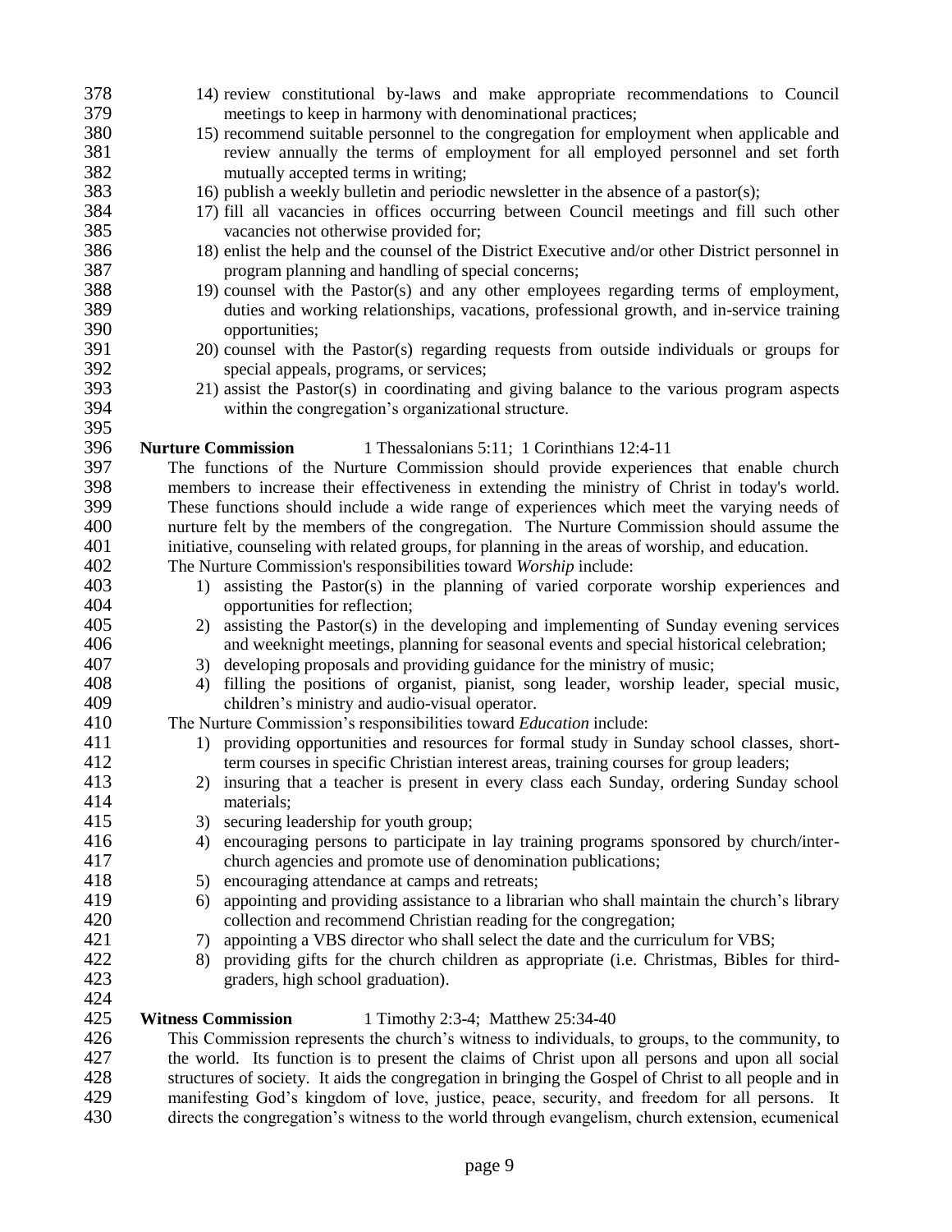14) review constitutional by-laws and make appropriate recommendations to Council meetings to keep in harmony with denominational practices;
15) recommend suitable personnel to the congregation for employment when applicable and review annually the terms of employment for all employed personnel and set forth mutually accepted terms in writing;
16) publish a weekly bulletin and periodic newsletter in the absence of a pastor(s);
17) fill all vacancies in offices occurring between Council meetings and fill such other vacancies not otherwise provided for;
18) enlist the help and the counsel of the District Executive and/or other District personnel in program planning and handling of special concerns;
19) counsel with the Pastor(s) and any other employees regarding terms of employment, duties and working relationships, vacations, professional growth, and in-service training opportunities;
20) counsel with the Pastor(s) regarding requests from outside individuals or groups for special appeals, programs, or services;
21) assist the Pastor(s) in coordinating and giving balance to the various program aspects within the congregation's organizational structure.

**Nurture Commission** 1 Thessalonians 5:11; 1 Corinthians 12:4-11

The functions of the Nurture Commission should provide experiences that enable church members to increase their effectiveness in extending the ministry of Christ in today's world. These functions should include a wide range of experiences which meet the varying needs of nurture felt by the members of the congregation. The Nurture Commission should assume the initiative, counseling with related groups, for planning in the areas of worship, and education.

The Nurture Commission's responsibilities toward *Worship* include:

1) assisting the Pastor(s) in the planning of varied corporate worship experiences and opportunities for reflection;
2) assisting the Pastor(s) in the developing and implementing of Sunday evening services and weeknight meetings, planning for seasonal events and special historical celebration;
3) developing proposals and providing guidance for the ministry of music;
4) filling the positions of organist, pianist, song leader, worship leader, special music, children's ministry and audio-visual operator.

The Nurture Commission's responsibilities toward *Education* include:

1) providing opportunities and resources for formal study in Sunday school classes, short-term courses in specific Christian interest areas, training courses for group leaders;
2) insuring that a teacher is present in every class each Sunday, ordering Sunday school materials;
3) securing leadership for youth group;
4) encouraging persons to participate in lay training programs sponsored by church/inter-church agencies and promote use of denomination publications;
5) encouraging attendance at camps and retreats;
6) appointing and providing assistance to a librarian who shall maintain the church's library collection and recommend Christian reading for the congregation;
7) appointing a VBS director who shall select the date and the curriculum for VBS;
8) providing gifts for the church children as appropriate (i.e. Christmas, Bibles for third-graders, high school graduation).

**Witness Commission** 1 Timothy 2:3-4; Matthew 25:34-40

This Commission represents the church's witness to individuals, to groups, to the community, to the world. Its function is to present the claims of Christ upon all persons and upon all social structures of society. It aids the congregation in bringing the Gospel of Christ to all people and in manifesting God's kingdom of love, justice, peace, security, and freedom for all persons. It directs the congregation's witness to the world through evangelism, church extension, ecumenical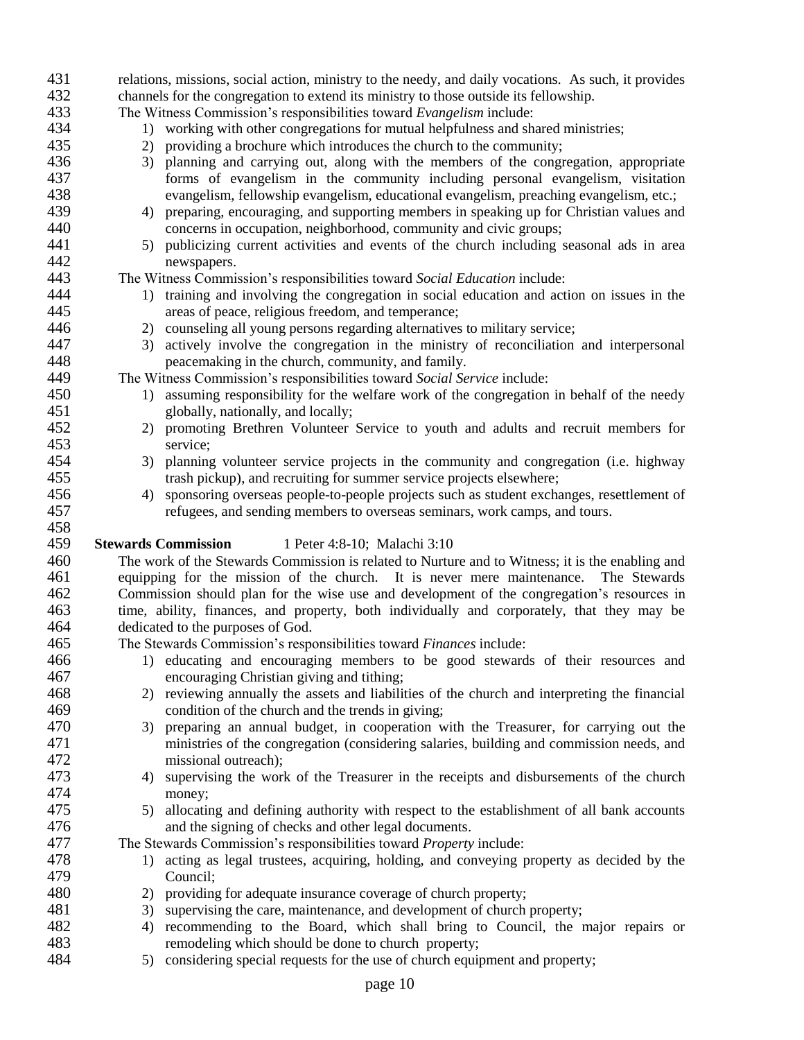relations, missions, social action, ministry to the needy, and daily vocations. As such, it provides channels for the congregation to extend its ministry to those outside its fellowship.

The Witness Commission's responsibilities toward *Evangelism* include:

1) working with other congregations for mutual helpfulness and shared ministries;
2) providing a brochure which introduces the church to the community;
3) planning and carrying out, along with the members of the congregation, appropriate forms of evangelism in the community including personal evangelism, visitation evangelism, fellowship evangelism, educational evangelism, preaching evangelism, etc.;
4) preparing, encouraging, and supporting members in speaking up for Christian values and concerns in occupation, neighborhood, community and civic groups;
5) publicizing current activities and events of the church including seasonal ads in area newspapers.

The Witness Commission's responsibilities toward *Social Education* include:

1) training and involving the congregation in social education and action on issues in the areas of peace, religious freedom, and temperance;
2) counseling all young persons regarding alternatives to military service;
3) actively involve the congregation in the ministry of reconciliation and interpersonal peacemaking in the church, community, and family.

The Witness Commission's responsibilities toward *Social Service* include:

1) assuming responsibility for the welfare work of the congregation in behalf of the needy globally, nationally, and locally;
2) promoting Brethren Volunteer Service to youth and adults and recruit members for service;
3) planning volunteer service projects in the community and congregation (i.e. highway trash pickup), and recruiting for summer service projects elsewhere;
4) sponsoring overseas people-to-people projects such as student exchanges, resettlement of refugees, and sending members to overseas seminars, work camps, and tours.

**Stewards Commission** 1 Peter 4:8-10; Malachi 3:10

The work of the Stewards Commission is related to Nurture and to Witness; it is the enabling and equipping for the mission of the church. It is never mere maintenance. The Stewards Commission should plan for the wise use and development of the congregation's resources in time, ability, finances, and property, both individually and corporately, that they may be dedicated to the purposes of God.

The Stewards Commission's responsibilities toward *Finances* include:

1) educating and encouraging members to be good stewards of their resources and encouraging Christian giving and tithing;
2) reviewing annually the assets and liabilities of the church and interpreting the financial condition of the church and the trends in giving;
3) preparing an annual budget, in cooperation with the Treasurer, for carrying out the ministries of the congregation (considering salaries, building and commission needs, and missional outreach);
4) supervising the work of the Treasurer in the receipts and disbursements of the church money;
5) allocating and defining authority with respect to the establishment of all bank accounts and the signing of checks and other legal documents.

The Stewards Commission's responsibilities toward *Property* include:

1) acting as legal trustees, acquiring, holding, and conveying property as decided by the Council;
2) providing for adequate insurance coverage of church property;
3) supervising the care, maintenance, and development of church property;
4) recommending to the Board, which shall bring to Council, the major repairs or remodeling which should be done to church property;
5) considering special requests for the use of church equipment and property;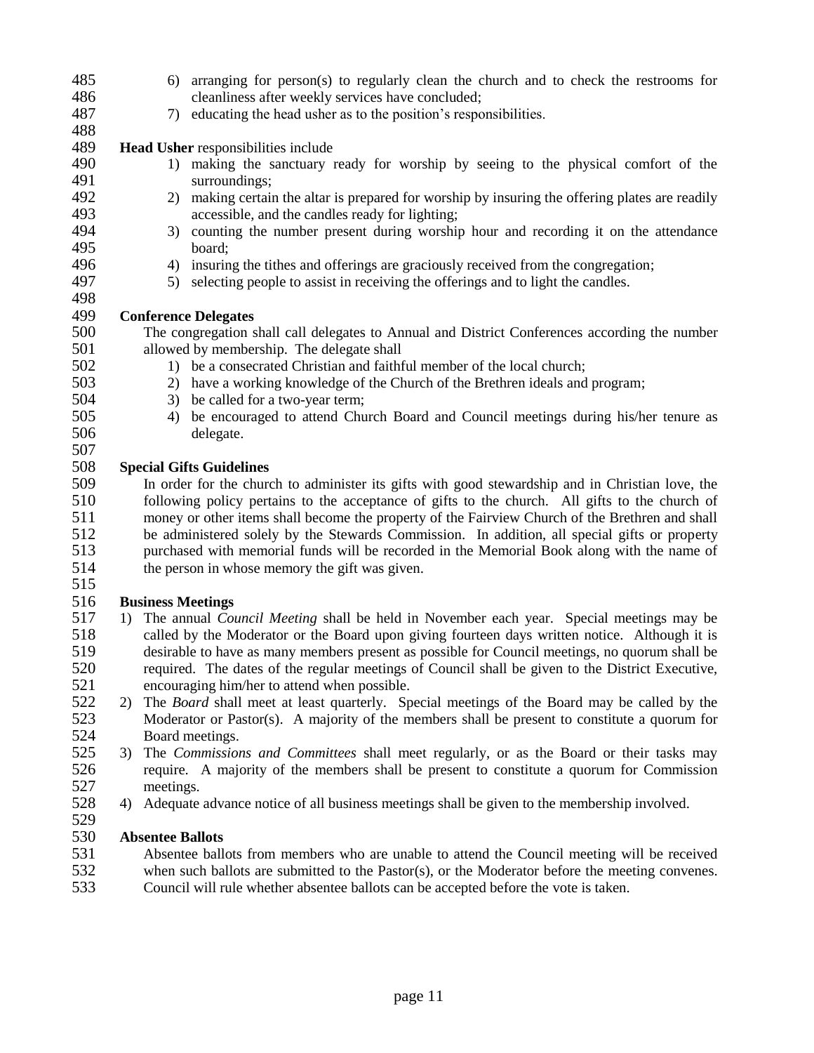6) arranging for person(s) to regularly clean the church and to check the restrooms for cleanliness after weekly services have concluded;
7) educating the head usher as to the position's responsibilities.

**Head Usher** responsibilities include

1) making the sanctuary ready for worship by seeing to the physical comfort of the surroundings;
2) making certain the altar is prepared for worship by insuring the offering plates are readily accessible, and the candles ready for lighting;
3) counting the number present during worship hour and recording it on the attendance board;
4) insuring the tithes and offerings are graciously received from the congregation;
5) selecting people to assist in receiving the offerings and to light the candles.

**Conference Delegates**

The congregation shall call delegates to Annual and District Conferences according the number allowed by membership. The delegate shall

1) be a consecrated Christian and faithful member of the local church;
2) have a working knowledge of the Church of the Brethren ideals and program;
3) be called for a two-year term;
4) be encouraged to attend Church Board and Council meetings during his/her tenure as delegate.

**Special Gifts Guidelines**

In order for the church to administer its gifts with good stewardship and in Christian love, the following policy pertains to the acceptance of gifts to the church. All gifts to the church of money or other items shall become the property of the Fairview Church of the Brethren and shall be administered solely by the Stewards Commission. In addition, all special gifts or property purchased with memorial funds will be recorded in the Memorial Book along with the name of the person in whose memory the gift was given.

**Business Meetings**

1) The annual *Council Meeting* shall be held in November each year. Special meetings may be called by the Moderator or the Board upon giving fourteen days written notice. Although it is desirable to have as many members present as possible for Council meetings, no quorum shall be required. The dates of the regular meetings of Council shall be given to the District Executive, encouraging him/her to attend when possible.
2) The *Board* shall meet at least quarterly. Special meetings of the Board may be called by the Moderator or Pastor(s). A majority of the members shall be present to constitute a quorum for Board meetings.
3) The *Commissions and Committees* shall meet regularly, or as the Board or their tasks may require. A majority of the members shall be present to constitute a quorum for Commission meetings.
4) Adequate advance notice of all business meetings shall be given to the membership involved.

**Absentee Ballots**

Absentee ballots from members who are unable to attend the Council meeting will be received when such ballots are submitted to the Pastor(s), or the Moderator before the meeting convenes. Council will rule whether absentee ballots can be accepted before the vote is taken.